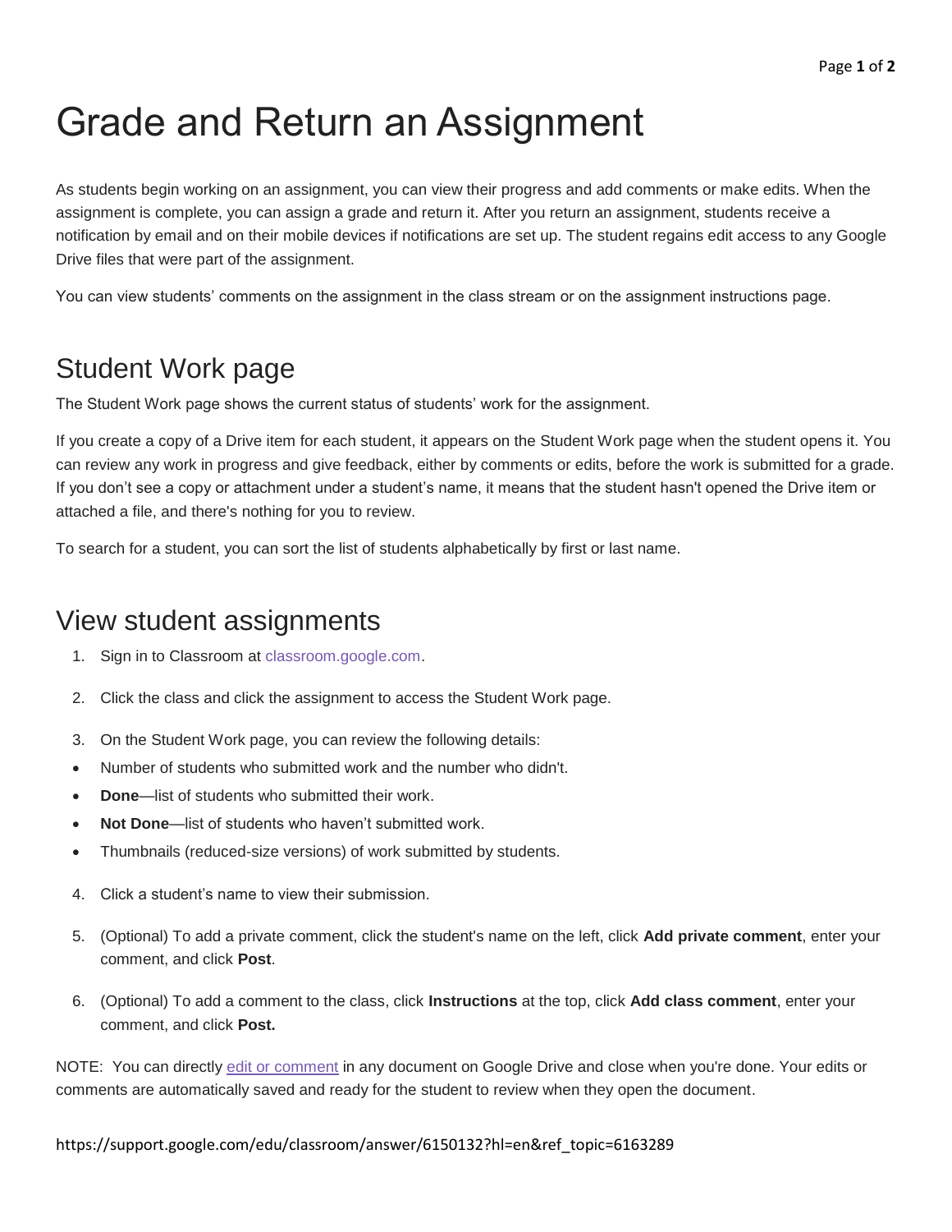# Grade and Return an Assignment

As students begin working on an assignment, you can view their progress and add comments or make edits. When the assignment is complete, you can assign a grade and return it. After you return an assignment, students receive a notification by email and on their mobile devices if notifications are set up. The student regains edit access to any Google Drive files that were part of the assignment.

You can view students' comments on the assignment in the class stream or on the assignment instructions page.

## Student Work page

The Student Work page shows the current status of students' work for the assignment.

If you create a copy of a Drive item for each student, it appears on the Student Work page when the student opens it. You can review any work in progress and give feedback, either by comments or edits, before the work is submitted for a grade. If you don't see a copy or attachment under a student's name, it means that the student hasn't opened the Drive item or attached a file, and there's nothing for you to review.

To search for a student, you can sort the list of students alphabetically by first or last name.

## View student assignments

1. Sign in to Classroom at classroom.google.com.
2. Click the class and click the assignment to access the Student Work page.
3. On the Student Work page, you can review the following details:
   - Number of students who submitted work and the number who didn't.
   - **Done**—list of students who submitted their work.
   - **Not Done**—list of students who haven't submitted work.
   - Thumbnails (reduced-size versions) of work submitted by students.
4. Click a student's name to view their submission.
5. (Optional) To add a private comment, click the student's name on the left, click **Add private comment**, enter your comment, and click **Post**.
6. (Optional) To add a comment to the class, click **Instructions** at the top, click **Add class comment**, enter your comment, and click **Post.**

NOTE: You can directly edit or comment in any document on Google Drive and close when you're done. Your edits or comments are automatically saved and ready for the student to review when they open the document.

https://support.google.com/edu/classroom/answer/6150132?hl=en&ref_topic=6163289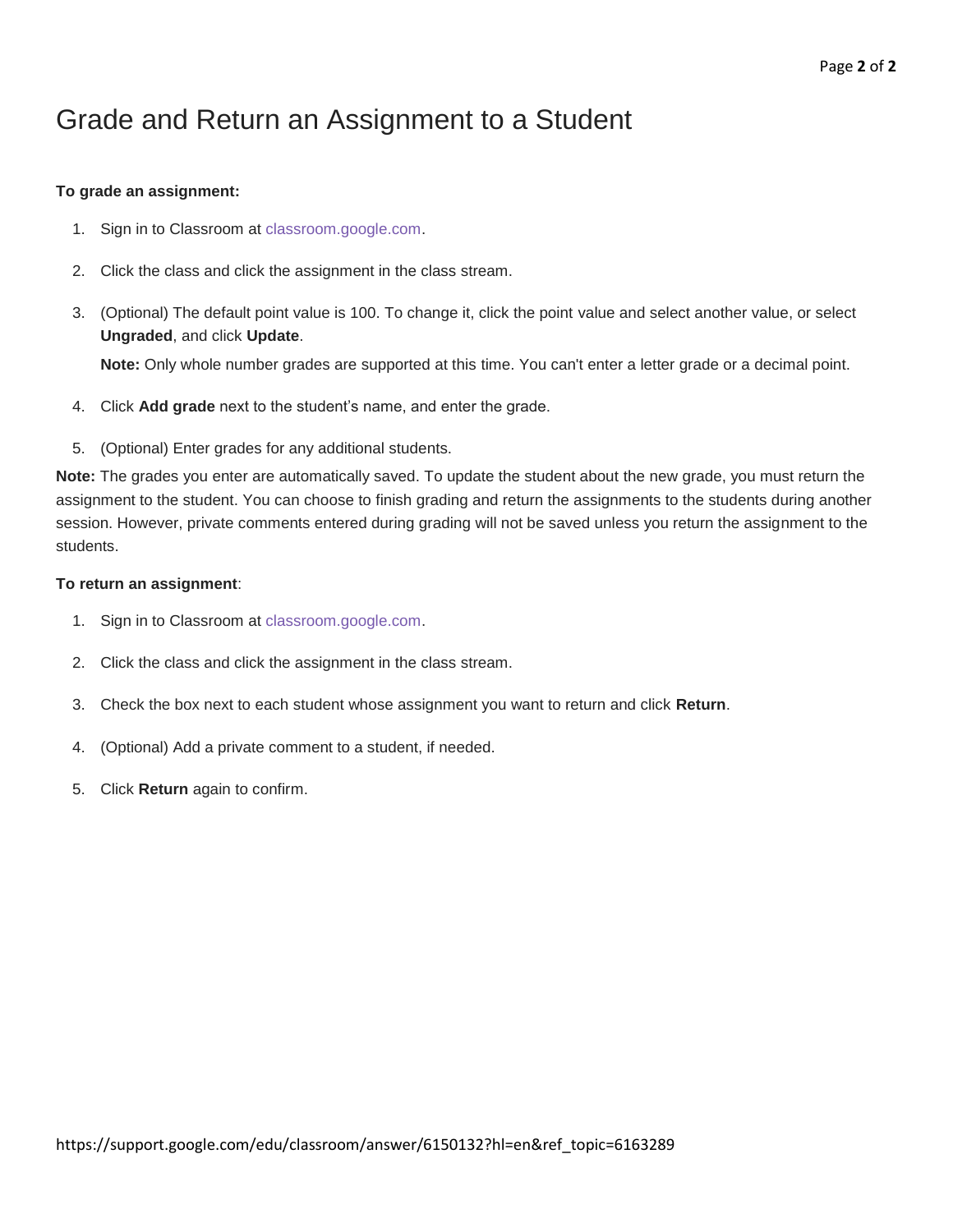# Grade and Return an Assignment to a Student

**To grade an assignment:**

1. Sign in to Classroom at classroom.google.com.
2. Click the class and click the assignment in the class stream.
3. (Optional) The default point value is 100. To change it, click the point value and select another value, or select **Ungraded**, and click **Update**.

   **Note:** Only whole number grades are supported at this time. You can't enter a letter grade or a decimal point.
4. Click **Add grade** next to the student's name, and enter the grade.
5. (Optional) Enter grades for any additional students.

**Note:** The grades you enter are automatically saved. To update the student about the new grade, you must return the assignment to the student. You can choose to finish grading and return the assignments to the students during another session. However, private comments entered during grading will not be saved unless you return the assignment to the students.

**To return an assignment**:

1. Sign in to Classroom at classroom.google.com.
2. Click the class and click the assignment in the class stream.
3. Check the box next to each student whose assignment you want to return and click **Return**.
4. (Optional) Add a private comment to a student, if needed.
5. Click **Return** again to confirm.

https://support.google.com/edu/classroom/answer/6150132?hl=en&ref_topic=6163289